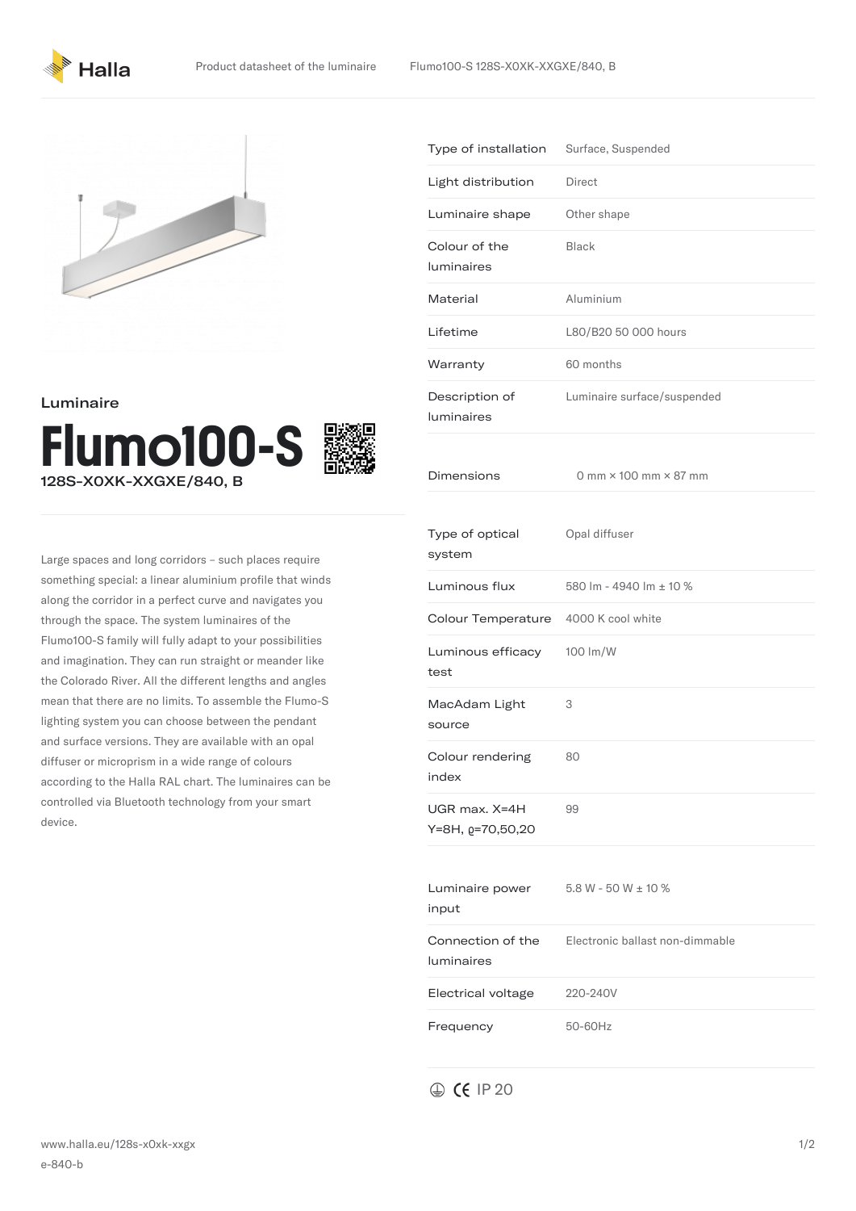Luminaire

# Flumo100-S

128S-X0XK-XXGXE/840, B

Large spaces and long corridors – such places require something special: a linear aluminium profile that winds along the corridor in a perfect curve and navigates you through the space. The system luminaires of the Flumo100-S family will fully adapt to your possibilities and imagination. They can run straight or meander like the Colorado River. All the different lengths and angles mean that there are no limits. To assemble the Flumo-S lighting system you can choose between the pendant and surface versions. They are available with an opal diffuser or microprism in a wide range of colours according to the Halla RAL chart. The luminaires can be controlled via Bluetooth technology from your smart device.

| | |
|---|---|
| Type of installation | Surface, Suspended |
| Light distribution | Direct |
| Luminaire shape | Other shape |
| Colour of the luminaires | Black |
| Material | Aluminium |
| Lifetime | L80/B20 50 000 hours |
| Warranty | 60 months |
| Description of luminaires | Luminaire surface/suspended |
| Dimensions | 0 mm × 100 mm × 87 mm |

| | |
|---|---|
| Type of optical system | Opal diffuser |
| Luminous flux | 580 lm - 4940 lm ± 10 % |
| Colour Temperature | 4000 K cool white |
| Luminous efficacy test | 100 lm/W |
| MacAdam Light source | 3 |
| Colour rendering index | 80 |
| UGR max. X=4H Y=8H, ϱ=70,50,20 | 99 |

| | |
|---|---|
| Luminaire power input | 5.8 W - 50 W ± 10 % |
| Connection of the luminaires | Electronic ballast non-dimmable |
| Electrical voltage | 220-240V |
| Frequency | 50-60Hz |

CE IP 20

www.halla.eu/128s-x0xk-xxgxe-840-b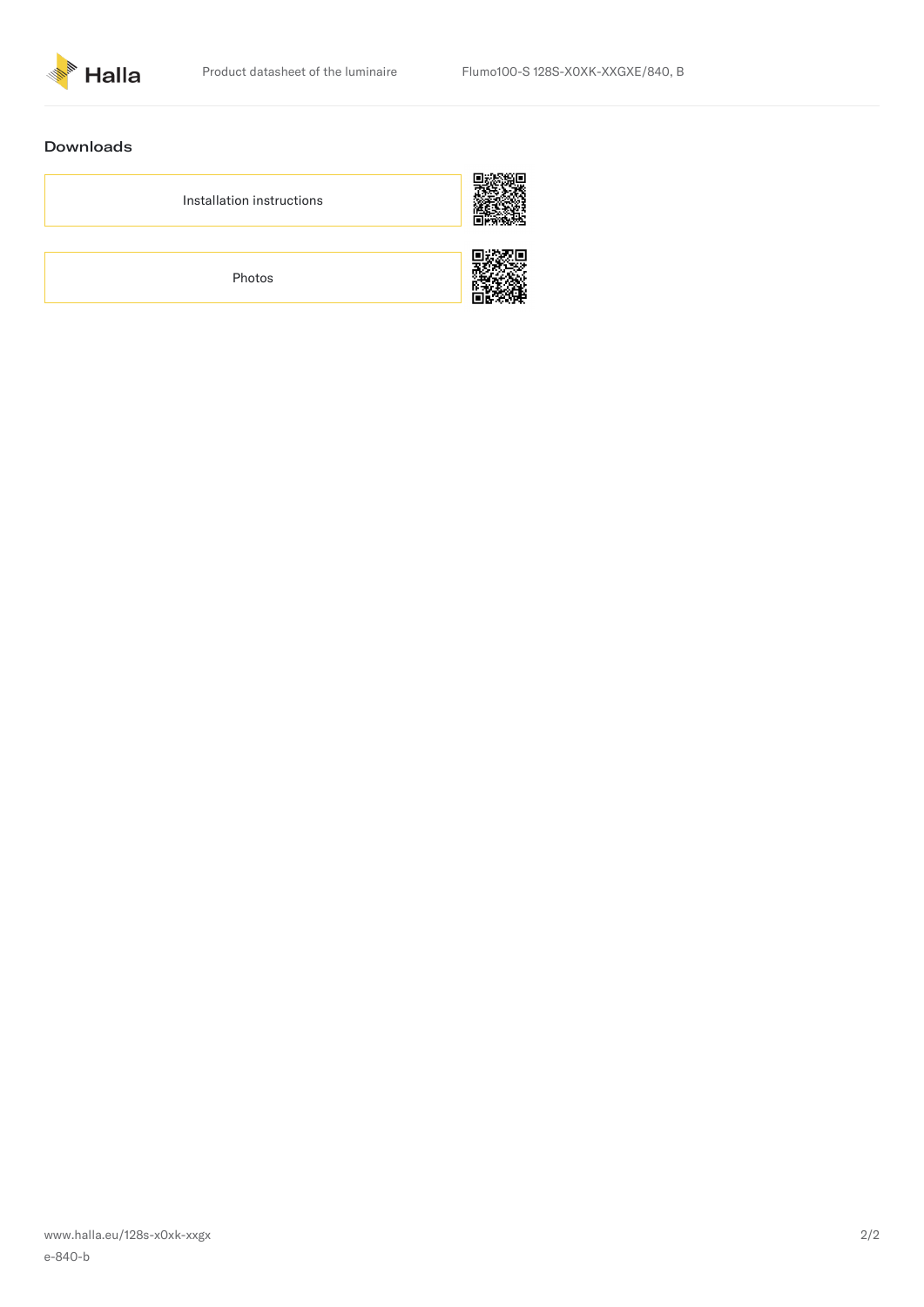## Downloads

Installation instructions

Photos